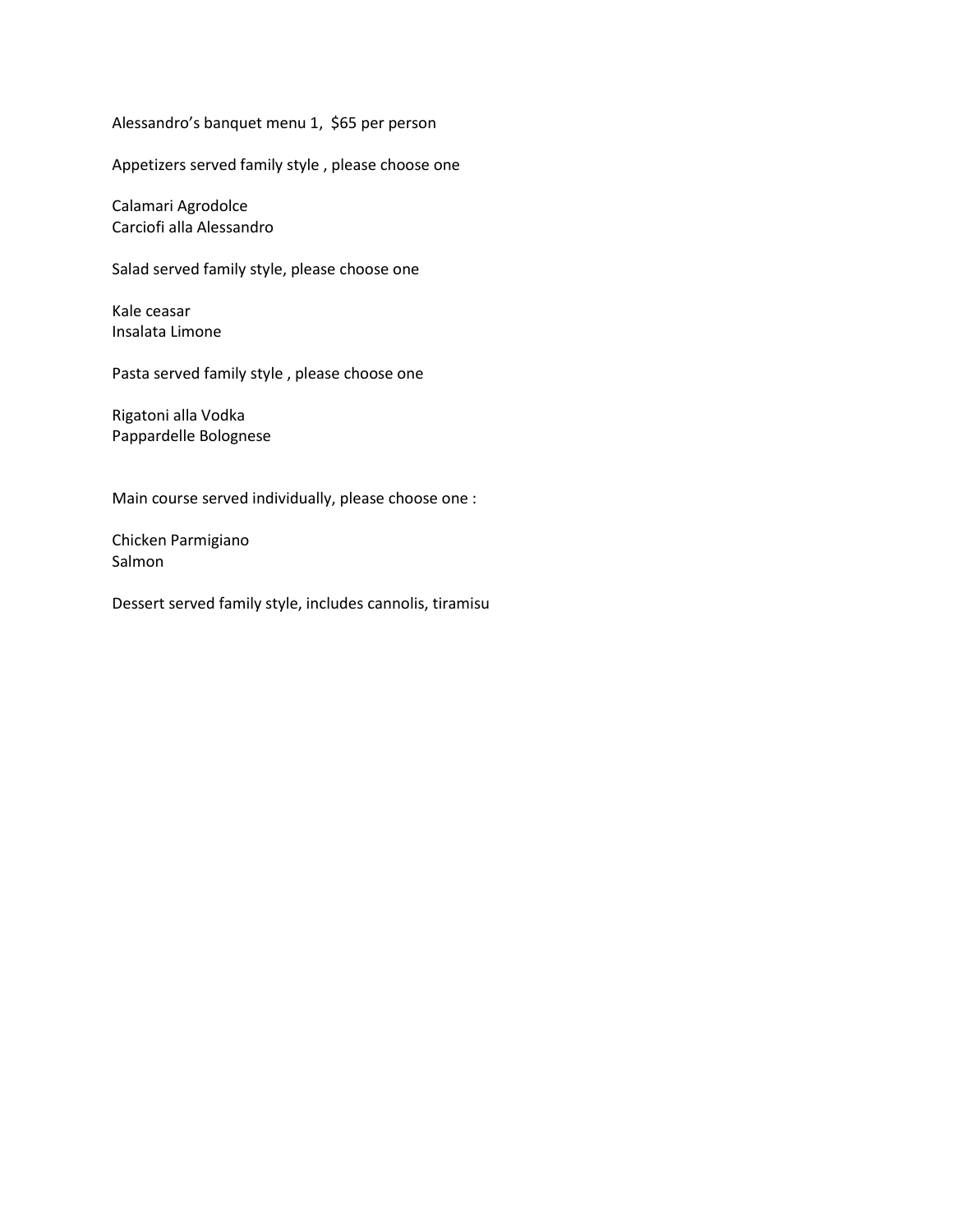Alessandro's banquet menu 1, $65 per person

Appetizers served family style , please choose one

Calamari Agrodolce
Carciofi alla Alessandro

Salad served family style, please choose one

Kale ceasar
Insalata Limone

Pasta served family style , please choose one

Rigatoni alla Vodka
Pappardelle Bolognese

Main course served individually, please choose one :

Chicken Parmigiano
Salmon

Dessert served family style, includes cannolis, tiramisu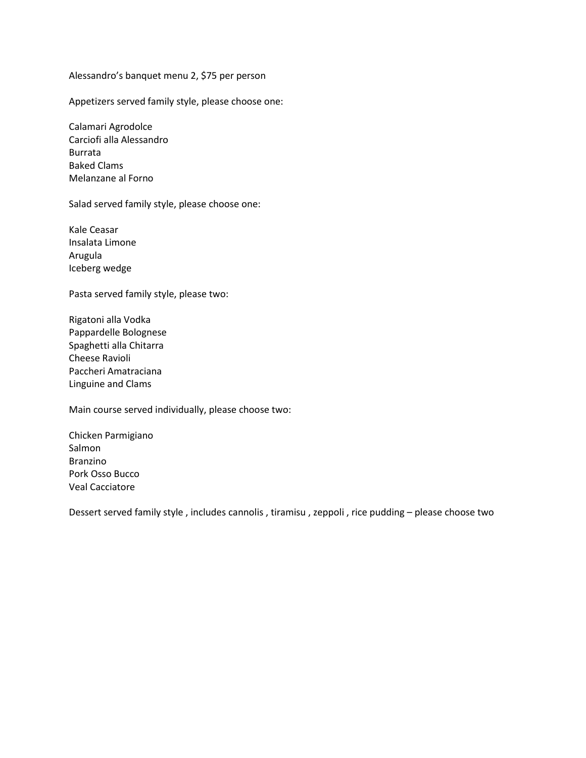Alessandro’s banquet menu 2, $75 per person

Appetizers served family style, please choose one:

Calamari Agrodolce
Carciofi alla Alessandro
Burrata
Baked Clams
Melanzane al Forno

Salad served family style, please choose one:

Kale Ceasar
Insalata Limone
Arugula
Iceberg wedge

Pasta served family style, please two:

Rigatoni alla Vodka
Pappardelle Bolognese
Spaghetti alla Chitarra
Cheese Ravioli
Paccheri Amatraciana
Linguine and Clams

Main course served individually, please choose two:

Chicken Parmigiano
Salmon
Branzino
Pork Osso Bucco
Veal Cacciatore

Dessert served family style , includes cannolis , tiramisu , zeppoli , rice pudding – please choose two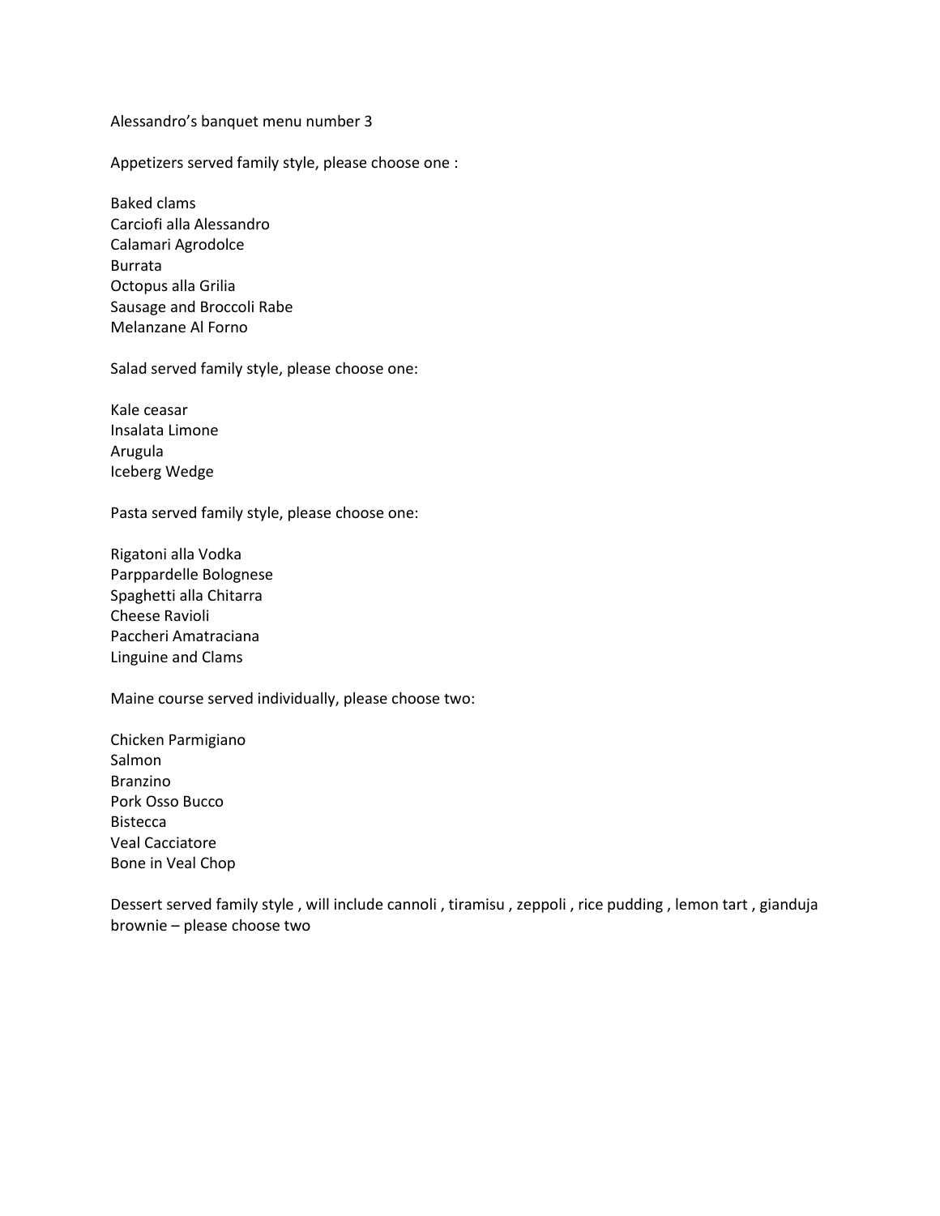Alessandro's banquet menu number 3

Appetizers served family style, please choose one :

Baked clams
Carciofi alla Alessandro
Calamari Agrodolce
Burrata
Octopus alla Grilia
Sausage and Broccoli Rabe
Melanzane Al Forno

Salad served family style, please choose one:

Kale ceasar
Insalata Limone
Arugula
Iceberg Wedge

Pasta served family style, please choose one:

Rigatoni alla Vodka
Parppardelle Bolognese
Spaghetti alla Chitarra
Cheese Ravioli
Paccheri Amatraciana
Linguine and Clams

Maine course served individually, please choose two:

Chicken Parmigiano
Salmon
Branzino
Pork Osso Bucco
Bistecca
Veal Cacciatore
Bone in Veal Chop

Dessert served family style , will include cannoli , tiramisu , zeppoli , rice pudding , lemon tart , gianduja brownie – please choose two